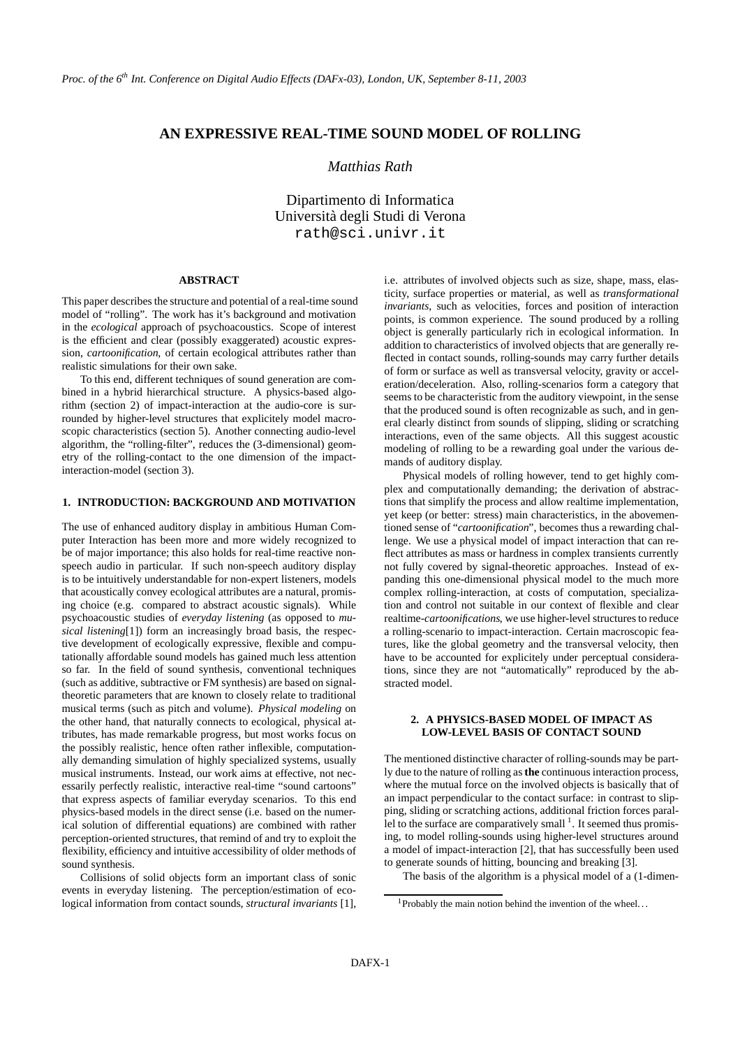# AN EXPRESSIVE REAL-TIME SOUND MODEL OF ROLLING

*Matthias Rath*

Dipartimento di Informatica
Università degli Studi di Verona
rath@sci.univr.it

## ABSTRACT

This paper describes the structure and potential of a real-time sound model of "rolling". The work has it's background and motivation in the *ecological* approach of psychoacoustics. Scope of interest is the efficient and clear (possibly exaggerated) acoustic expression, *cartoonification*, of certain ecological attributes rather than realistic simulations for their own sake.

To this end, different techniques of sound generation are combined in a hybrid hierarchical structure. A physics-based algorithm (section 2) of impact-interaction at the audio-core is surrounded by higher-level structures that explicitely model macroscopic characteristics (section 5). Another connecting audio-level algorithm, the "rolling-filter", reduces the (3-dimensional) geometry of the rolling-contact to the one dimension of the impact-interaction-model (section 3).

## 1. INTRODUCTION: BACKGROUND AND MOTIVATION

The use of enhanced auditory display in ambitious Human Computer Interaction has been more and more widely recognized to be of major importance; this also holds for real-time reactive non-speech audio in particular. If such non-speech auditory display is to be intuitively understandable for non-expert listeners, models that acoustically convey ecological attributes are a natural, promising choice (e.g. compared to abstract acoustic signals). While psychoacoustic studies of *everyday listening* (as opposed to *musical listening*[1]) form an increasingly broad basis, the respective development of ecologically expressive, flexible and computationally affordable sound models has gained much less attention so far. In the field of sound synthesis, conventional techniques (such as additive, subtractive or FM synthesis) are based on signal-theoretic parameters that are known to closely relate to traditional musical terms (such as pitch and volume). *Physical modeling* on the other hand, that naturally connects to ecological, physical attributes, has made remarkable progress, but most works focus on the possibly realistic, hence often rather inflexible, computationally demanding simulation of highly specialized systems, usually musical instruments. Instead, our work aims at effective, not necessarily perfectly realistic, interactive real-time "sound cartoons" that express aspects of familiar everyday scenarios. To this end physics-based models in the direct sense (i.e. based on the numerical solution of differential equations) are combined with rather perception-oriented structures, that remind of and try to exploit the flexibility, efficiency and intuitive accessibility of older methods of sound synthesis.

Collisions of solid objects form an important class of sonic events in everyday listening. The perception/estimation of ecological information from contact sounds, *structural invariants* [1], i.e. attributes of involved objects such as size, shape, mass, elasticity, surface properties or material, as well as *transformational invariants*, such as velocities, forces and position of interaction points, is common experience. The sound produced by a rolling object is generally particularly rich in ecological information. In addition to characteristics of involved objects that are generally reflected in contact sounds, rolling-sounds may carry further details of form or surface as well as transversal velocity, gravity or acceleration/deceleration. Also, rolling-scenarios form a category that seems to be characteristic from the auditory viewpoint, in the sense that the produced sound is often recognizable as such, and in general clearly distinct from sounds of slipping, sliding or scratching interactions, even of the same objects. All this suggest acoustic modeling of rolling to be a rewarding goal under the various demands of auditory display.

Physical models of rolling however, tend to get highly complex and computationally demanding; the derivation of abstractions that simplify the process and allow realtime implementation, yet keep (or better: stress) main characteristics, in the abovementioned sense of "*cartoonification*", becomes thus a rewarding challenge. We use a physical model of impact interaction that can reflect attributes as mass or hardness in complex transients currently not fully covered by signal-theoretic approaches. Instead of expanding this one-dimensional physical model to the much more complex rolling-interaction, at costs of computation, specialization and control not suitable in our context of flexible and clear realtime-*cartoonifications*, we use higher-level structures to reduce a rolling-scenario to impact-interaction. Certain macroscopic features, like the global geometry and the transversal velocity, then have to be accounted for explicitely under perceptual considerations, since they are not "automatically" reproduced by the abstracted model.

## 2. A PHYSICS-BASED MODEL OF IMPACT AS LOW-LEVEL BASIS OF CONTACT SOUND

The mentioned distinctive character of rolling-sounds may be partly due to the nature of rolling as **the** continuous interaction process, where the mutual force on the involved objects is basically that of an impact perpendicular to the contact surface: in contrast to slipping, sliding or scratching actions, additional friction forces parallel to the surface are comparatively small [1]. It seemed thus promising, to model rolling-sounds using higher-level structures around a model of impact-interaction [2], that has successfully been used to generate sounds of hitting, bouncing and breaking [3].

The basis of the algorithm is a physical model of a (1-dimen-

[1] Probably the main notion behind the invention of the wheel. . .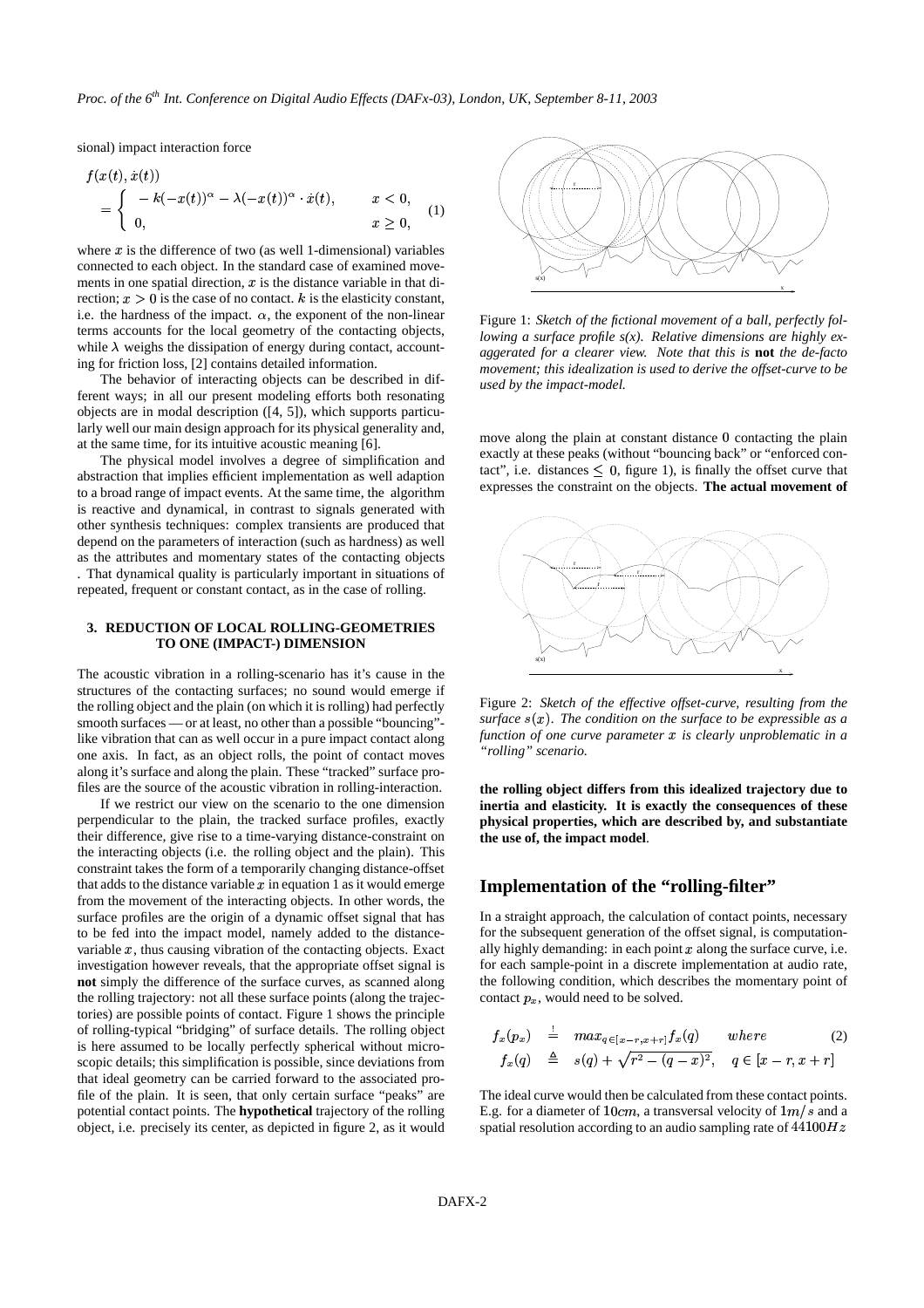sional) impact interaction force

$$
\begin{aligned}
& f(x(t), \dot{x}(t)) \\
& = \begin{cases} -k(-x(t))^{\alpha} - \lambda(-x(t))^{\alpha} \cdot \dot{x}(t), & x < 0, \\ 0, & x \geq 0, \end{cases} \quad (1)
\end{aligned}
$$

where $x$ is the difference of two (as well 1-dimensional) variables connected to each object. In the standard case of examined movements in one spatial direction, $x$ is the distance variable in that direction; $x > 0$ is the case of no contact. $k$ is the elasticity constant, i.e. the hardness of the impact. $\alpha$, the exponent of the non-linear terms accounts for the local geometry of the contacting objects, while $\lambda$ weighs the dissipation of energy during contact, accounting for friction loss, [2] contains detailed information.

The behavior of interacting objects can be described in different ways; in all our present modeling efforts both resonating objects are in modal description ([4, 5]), which supports particularly well our main design approach for its physical generality and, at the same time, for its intuitive acoustic meaning [6].

The physical model involves a degree of simplification and abstraction that implies efficient implementation as well adaption to a broad range of impact events. At the same time, the algorithm is reactive and dynamical, in contrast to signals generated with other synthesis techniques: complex transients are produced that depend on the parameters of interaction (such as hardness) as well as the attributes and momentary states of the contacting objects . That dynamical quality is particularly important in situations of repeated, frequent or constant contact, as in the case of rolling.

### 3. REDUCTION OF LOCAL ROLLING-GEOMETRIES TO ONE (IMPACT-) DIMENSION

The acoustic vibration in a rolling-scenario has it's cause in the structures of the contacting surfaces; no sound would emerge if the rolling object and the plain (on which it is rolling) had perfectly smooth surfaces — or at least, no other than a possible "bouncing"-like vibration that can as well occur in a pure impact contact along one axis. In fact, as an object rolls, the point of contact moves along it's surface and along the plain. These "tracked" surface profiles are the source of the acoustic vibration in rolling-interaction.

If we restrict our view on the scenario to the one dimension perpendicular to the plain, the tracked surface profiles, exactly their difference, give rise to a time-varying distance-constraint on the interacting objects (i.e. the rolling object and the plain). This constraint takes the form of a temporarily changing distance-offset that adds to the distance variable $x$ in equation 1 as it would emerge from the movement of the interacting objects. In other words, the surface profiles are the origin of a dynamic offset signal that has to be fed into the impact model, namely added to the distance-variable $x$, thus causing vibration of the contacting objects. Exact investigation however reveals, that the appropriate offset signal is **not** simply the difference of the surface curves, as scanned along the rolling trajectory: not all these surface points (along the trajectories) are possible points of contact. Figure 1 shows the principle of rolling-typical "bridging" of surface details. The rolling object is here assumed to be locally perfectly spherical without microscopic details; this simplification is possible, since deviations from that ideal geometry can be carried forward to the associated profile of the plain. It is seen, that only certain surface "peaks" are potential contact points. The **hypothetical** trajectory of the rolling object, i.e. precisely its center, as depicted in figure 2, as it would move along the plain at constant distance 0 contacting the plain exactly at these peaks (without "bouncing back" or "enforced contact", i.e. distances $\leq 0$, figure 1), is finally the offset curve that expresses the constraint on the objects. **The actual movement of the rolling object differs from this idealized trajectory due to inertia and elasticity. It is exactly the consequences of these physical properties, which are described by, and substantiate the use of, the impact model**.

Figure 1: *Sketch of the fictional movement of a ball, perfectly following a surface profile s(x). Relative dimensions are highly exaggerated for a clearer view. Note that this is* **not** *the de-facto movement; this idealization is used to derive the offset-curve to be used by the impact-model.*

Figure 2: *Sketch of the effective offset-curve, resulting from the surface $s(x)$. The condition on the surface to be expressible as a function of one curve parameter $x$ is clearly unproblematic in a "rolling" scenario.*

## Implementation of the "rolling-filter"

In a straight approach, the calculation of contact points, necessary for the subsequent generation of the offset signal, is computationally highly demanding: in each point $x$ along the surface curve, i.e. for each sample-point in a discrete implementation at audio rate, the following condition, which describes the momentary point of contact $p_x$, would need to be solved.

$$
\begin{aligned}
f_x(p_x) &\overset{!}{=} max_{q \in [x-r, x+r]} f_x(q) \qquad where \qquad (2) \\
f_x(q) &\triangleq s(q) + \sqrt{r^2 - (q-x)^2}, \quad q \in [x-r, x+r]
\end{aligned}
$$

The ideal curve would then be calculated from these contact points. E.g. for a diameter of $10cm$, a transversal velocity of $1m/s$ and a spatial resolution according to an audio sampling rate of $44100Hz$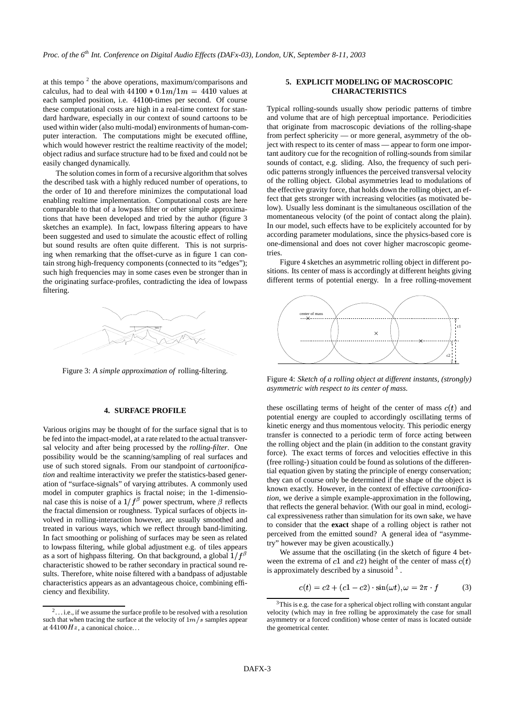at this tempo [2] the above operations, maximum/comparisons and calculus, had to deal with $44100 * 0.1m/1m = 4410$ values at each sampled position, i.e. $44100$-times per second. Of course these computational costs are high in a real-time context for standard hardware, especially in our context of sound cartoons to be used within wider (also multi-modal) environments of human-computer interaction. The computations might be executed offline, which would however restrict the realtime reactivity of the model; object radius and surface structure had to be fixed and could not be easily changed dynamically.

The solution comes in form of a recursive algorithm that solves the described task with a highly reduced number of operations, to the order of $10$ and therefore minimizes the computational load enabling realtime implementation. Computational costs are here comparable to that of a lowpass filter or other simple approximations that have been developed and tried by the author (figure 3 sketches an example). In fact, lowpass filtering appears to have been suggested and used to simulate the acoustic effect of rolling but sound results are often quite different. This is not surprising when remarking that the offset-curve as in figure 1 can contain strong high-frequency components (connected to its "edges"); such high frequencies may in some cases even be stronger than in the originating surface-profiles, contradicting the idea of lowpass filtering.

Figure 3: *A simple approximation of* rolling-filtering.

## 4. SURFACE PROFILE

Various origins may be thought of for the surface signal that is to be fed into the impact-model, at a rate related to the actual transversal velocity and after being processed by the *rolling-filter*. One possibility would be the scanning/sampling of real surfaces and use of such stored signals. From our standpoint of *cartoonification* and realtime interactivity we prefer the statistics-based generation of "surface-signals" of varying attributes. A commonly used model in computer graphics is fractal noise; in the 1-dimensional case this is noise of a $1/f^{\beta}$ power spectrum, where $\beta$ reflects the fractal dimension or roughness. Typical surfaces of objects involved in rolling-interaction however, are usually smoothed and treated in various ways, which we reflect through band-limiting. In fact smoothing or polishing of surfaces may be seen as related to lowpass filtering, while global adjustment e.g. of tiles appears as a sort of highpass filtering. On that background, a global $1/f^{\beta}$ characteristic showed to be rather secondary in practical sound results. Therefore, white noise filtered with a bandpass of adjustable characteristics appears as an advantageous choice, combining efficiency and flexibility.

[2] . . . i.e., if we assume the surface profile to be resolved with a resolution such that when tracing the surface at the velocity of $1m/s$ samples appear at $44100Hz$, a canonical choice. . .

## 5. EXPLICIT MODELING OF MACROSCOPIC CHARACTERISTICS

Typical rolling-sounds usually show periodic patterns of timbre and volume that are of high perceptual importance. Periodicities that originate from macroscopic deviations of the rolling-shape from perfect sphericity — or more general, asymmetry of the object with respect to its center of mass — appear to form one important auditory cue for the recognition of rolling-sounds from similar sounds of contact, e.g. sliding. Also, the frequency of such periodic patterns strongly influences the perceived transversal velocity of the rolling object. Global asymmetries lead to modulations of the effective gravity force, that holds down the rolling object, an effect that gets stronger with increasing velocities (as motivated below). Usually less dominant is the simultaneous oscillation of the momentaneous velocity (of the point of contact along the plain). In our model, such effects have to be explicitely accounted for by according parameter modulations, since the physics-based core is one-dimensional and does not cover higher macroscopic geometries.

Figure 4 sketches an asymmetric rolling object in different positions. Its center of mass is accordingly at different heights giving different terms of potential energy. In a free rolling-movement

Figure 4: *Sketch of a rolling object at different instants, (strongly) asymmetric with respect to its center of mass.*

these oscillating terms of height of the center of mass $c(t)$ and potential energy are coupled to accordingly oscillating terms of kinetic energy and thus momentous velocity. This periodic energy transfer is connected to a periodic term of force acting between the rolling object and the plain (in addition to the constant gravity force). The exact terms of forces and velocities effective in this (free rolling-) situation could be found as solutions of the differential equation given by stating the principle of energy conservation; they can of course only be determined if the shape of the object is known exactly. However, in the context of effective *cartoonification*, we derive a simple example-approximation in the following, that reflects the general behavior. (With our goal in mind, ecological expressiveness rather than simulation for its own sake, we have to consider that the **exact** shape of a rolling object is rather not perceived from the emitted sound? A general idea of "asymmetry" however may be given acoustically.)

We assume that the oscillating (in the sketch of figure 4 between the extrema of $c1$ and $c2$) height of the center of mass $c(t)$ is approximately described by a sinusoid [3].

$$c(t) = c2 + (c1 - c2) \cdot \sin(\omega t), \omega = 2\pi \cdot f \tag{3}$$

[3] This is e.g. the case for a spherical object rolling with constant angular velocity (which may in free rolling be approximately the case for small asymmetry or a forced condition) whose center of mass is located outside the geometrical center.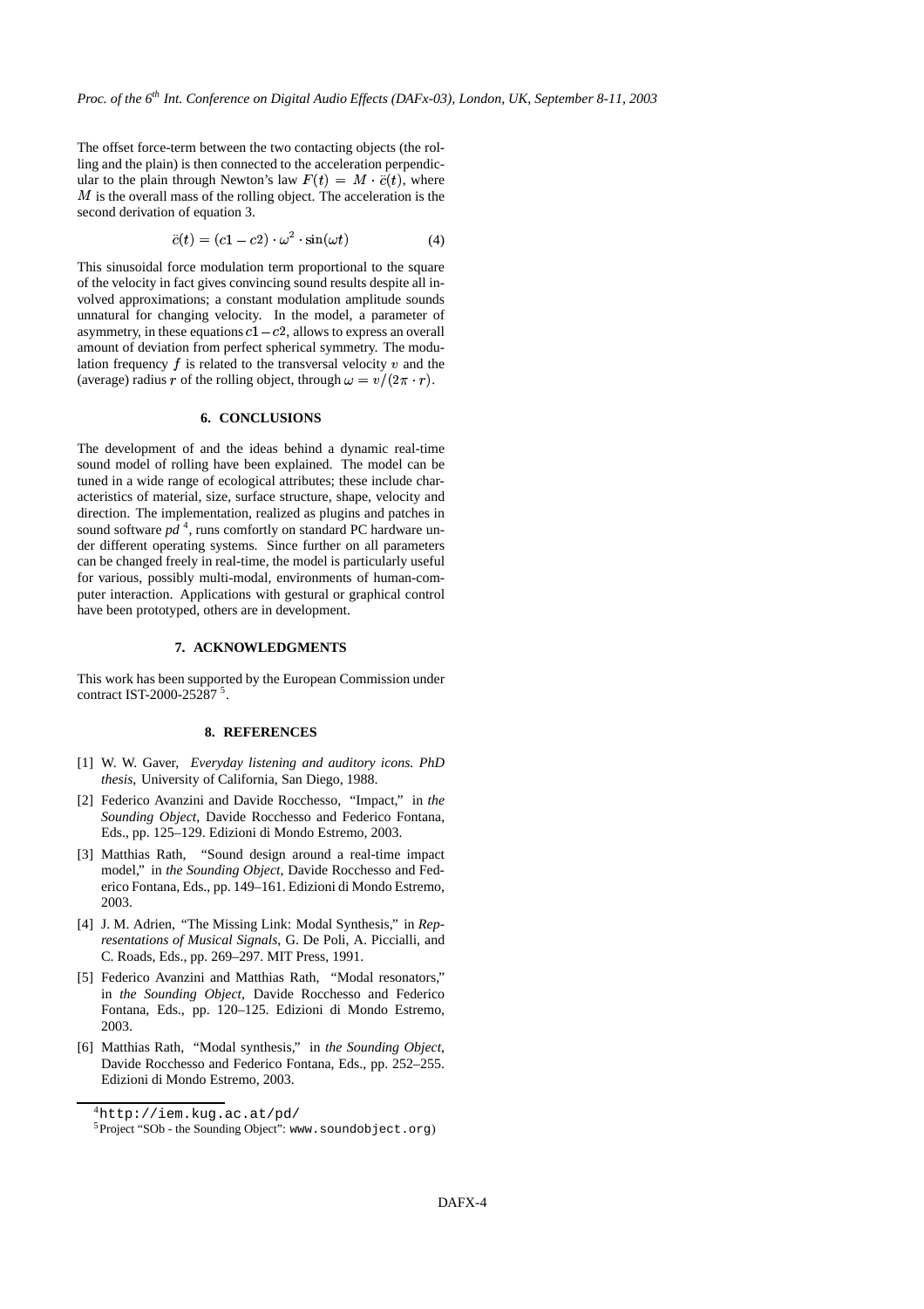The offset force-term between the two contacting objects (the rolling and the plain) is then connected to the acceleration perpendicular to the plain through Newton's law $F(t) = M \cdot \ddot{c}(t)$, where $M$ is the overall mass of the rolling object. The acceleration is the second derivation of equation 3.

$$\ddot{c}(t) = (c1 - c2) \cdot \omega^2 \cdot \sin(\omega t) \tag{4}$$

This sinusoidal force modulation term proportional to the square of the velocity in fact gives convincing sound results despite all involved approximations; a constant modulation amplitude sounds unnatural for changing velocity. In the model, a parameter of asymmetry, in these equations $c1 - c2$, allows to express an overall amount of deviation from perfect spherical symmetry. The modulation frequency $f$ is related to the transversal velocity $v$ and the (average) radius $r$ of the rolling object, through $\omega = v/(2\pi \cdot r)$.

## 6. CONCLUSIONS

The development of and the ideas behind a dynamic real-time sound model of rolling have been explained. The model can be tuned in a wide range of ecological attributes; these include characteristics of material, size, surface structure, shape, velocity and direction. The implementation, realized as plugins and patches in sound software *pd* [4], runs comfortly on standard PC hardware under different operating systems. Since further on all parameters can be changed freely in real-time, the model is particularly useful for various, possibly multi-modal, environments of human-computer interaction. Applications with gestural or graphical control have been prototyped, others are in development.

## 7. ACKNOWLEDGMENTS

This work has been supported by the European Commission under contract IST-2000-25287 [5].

## 8. REFERENCES

[1] W. W. Gaver, *Everyday listening and auditory icons. PhD thesis*, University of California, San Diego, 1988.

[2] Federico Avanzini and Davide Rocchesso, "Impact," in *the Sounding Object*, Davide Rocchesso and Federico Fontana, Eds., pp. 125–129. Edizioni di Mondo Estremo, 2003.

[3] Matthias Rath, "Sound design around a real-time impact model," in *the Sounding Object*, Davide Rocchesso and Federico Fontana, Eds., pp. 149–161. Edizioni di Mondo Estremo, 2003.

[4] J. M. Adrien, "The Missing Link: Modal Synthesis," in *Representations of Musical Signals*, G. De Poli, A. Piccialli, and C. Roads, Eds., pp. 269–297. MIT Press, 1991.

[5] Federico Avanzini and Matthias Rath, "Modal resonators," in *the Sounding Object*, Davide Rocchesso and Federico Fontana, Eds., pp. 120–125. Edizioni di Mondo Estremo, 2003.

[6] Matthias Rath, "Modal synthesis," in *the Sounding Object*, Davide Rocchesso and Federico Fontana, Eds., pp. 252–255. Edizioni di Mondo Estremo, 2003.

---

[4] http://iem.kug.ac.at/pd/

[5] Project "SOb - the Sounding Object": www.soundobject.org)